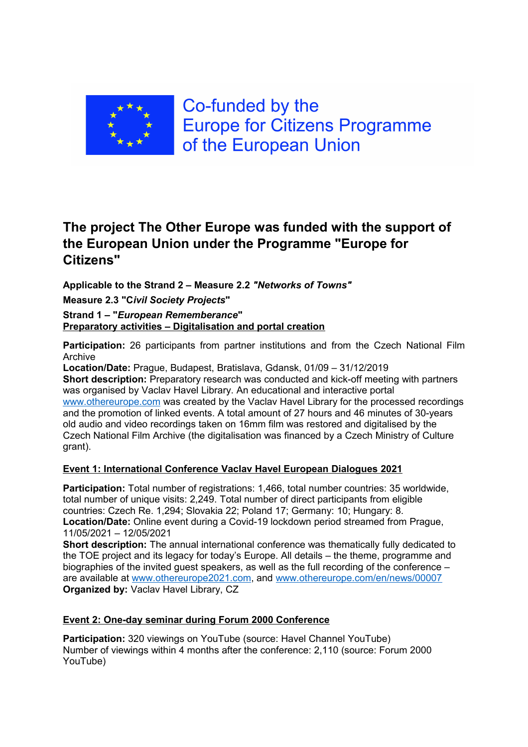Co-funded by the
Europe for Citizens Programme
of the European Union

# The project The Other Europe was funded with the support of the European Union under the Programme "Europe for Citizens"

**Applicable to the Strand 2 – Measure 2.2 *"Networks of Towns"***

**Measure 2.3 "C*ivil Society Projects*"**

**Strand 1 – "*European Rememberance*"**
**Preparatory activities – Digitalisation and portal creation**

**Participation:** 26 participants from partner institutions and from the Czech National Film Archive
**Location/Date:** Prague, Budapest, Bratislava, Gdansk, 01/09 – 31/12/2019
**Short description:** Preparatory research was conducted and kick-off meeting with partners was organised by Vaclav Havel Library. An educational and interactive portal www.othereurope.com was created by the Vaclav Havel Library for the processed recordings and the promotion of linked events. A total amount of 27 hours and 46 minutes of 30-years old audio and video recordings taken on 16mm film was restored and digitalised by the Czech National Film Archive (the digitalisation was financed by a Czech Ministry of Culture grant).

**Event 1: International Conference Vaclav Havel European Dialogues 2021**

**Participation:** Total number of registrations: 1,466, total number countries: 35 worldwide, total number of unique visits: 2,249. Total number of direct participants from eligible countries: Czech Re. 1,294; Slovakia 22; Poland 17; Germany: 10; Hungary: 8.
**Location/Date:** Online event during a Covid-19 lockdown period streamed from Prague, 11/05/2021 – 12/05/2021
**Short description:** The annual international conference was thematically fully dedicated to the TOE project and its legacy for today's Europe. All details – the theme, programme and biographies of the invited guest speakers, as well as the full recording of the conference – are available at www.othereurope2021.com, and www.othereurope.com/en/news/00007
**Organized by:** Vaclav Havel Library, CZ

**Event 2: One-day seminar during Forum 2000 Conference**

**Participation:** 320 viewings on YouTube (source: Havel Channel YouTube)
Number of viewings within 4 months after the conference: 2,110 (source: Forum 2000 YouTube)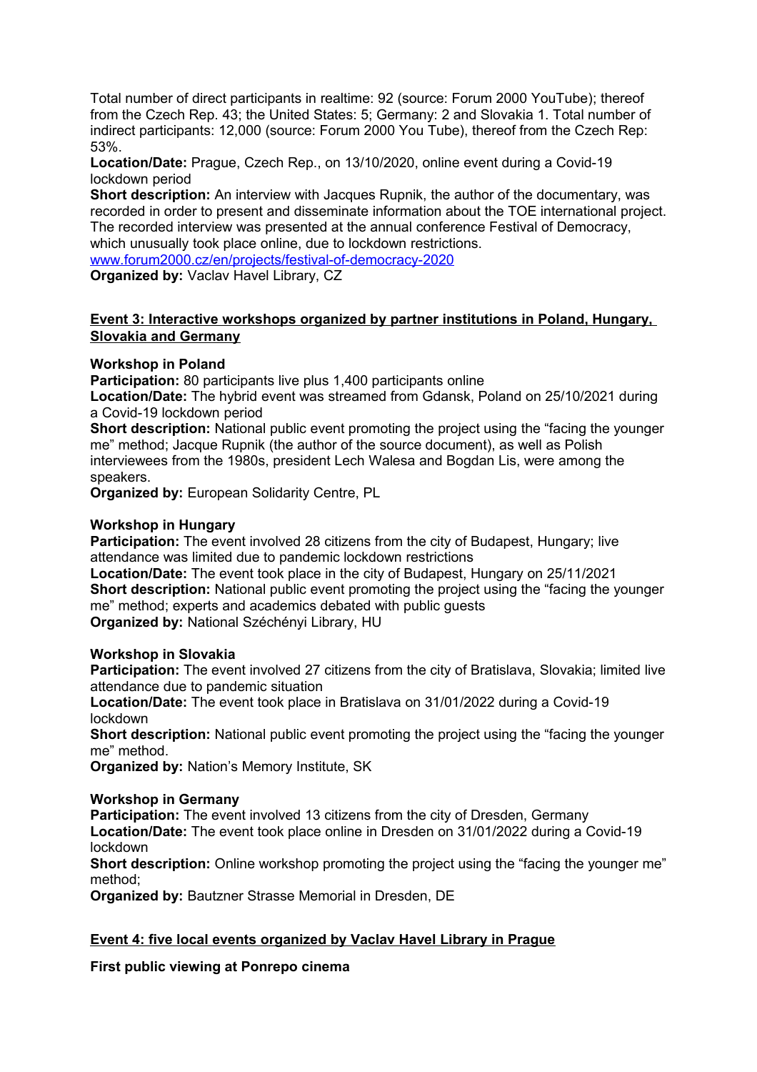Total number of direct participants in realtime: 92 (source: Forum 2000 YouTube); thereof from the Czech Rep. 43; the United States: 5; Germany: 2 and Slovakia 1. Total number of indirect participants: 12,000 (source: Forum 2000 You Tube), thereof from the Czech Rep: 53%.

**Location/Date:** Prague, Czech Rep., on 13/10/2020, online event during a Covid-19 lockdown period

**Short description:** An interview with Jacques Rupnik, the author of the documentary, was recorded in order to present and disseminate information about the TOE international project. The recorded interview was presented at the annual conference Festival of Democracy, which unusually took place online, due to lockdown restrictions.

[www.forum2000.cz/en/projects/festival-of-democracy-2020](www.forum2000.cz/en/projects/festival-of-democracy-2020)

**Organized by:** Vaclav Havel Library, CZ

## Event 3: Interactive workshops organized by partner institutions in Poland, Hungary, Slovakia and Germany

### Workshop in Poland

**Participation:** 80 participants live plus 1,400 participants online

**Location/Date:** The hybrid event was streamed from Gdansk, Poland on 25/10/2021 during a Covid-19 lockdown period

**Short description:** National public event promoting the project using the "facing the younger me" method; Jacque Rupnik (the author of the source document), as well as Polish interviewees from the 1980s, president Lech Walesa and Bogdan Lis, were among the speakers.

**Organized by:** European Solidarity Centre, PL

### Workshop in Hungary

**Participation:** The event involved 28 citizens from the city of Budapest, Hungary; live attendance was limited due to pandemic lockdown restrictions

**Location/Date:** The event took place in the city of Budapest, Hungary on 25/11/2021

**Short description:** National public event promoting the project using the "facing the younger me" method; experts and academics debated with public guests

**Organized by:** National Széchényi Library, HU

### Workshop in Slovakia

**Participation:** The event involved 27 citizens from the city of Bratislava, Slovakia; limited live attendance due to pandemic situation

**Location/Date:** The event took place in Bratislava on 31/01/2022 during a Covid-19 lockdown

**Short description:** National public event promoting the project using the "facing the younger me" method.

**Organized by:** Nation's Memory Institute, SK

### Workshop in Germany

**Participation:** The event involved 13 citizens from the city of Dresden, Germany

**Location/Date:** The event took place online in Dresden on 31/01/2022 during a Covid-19 lockdown

**Short description:** Online workshop promoting the project using the "facing the younger me" method;

**Organized by:** Bautzner Strasse Memorial in Dresden, DE

## Event 4: five local events organized by Vaclav Havel Library in Prague

### First public viewing at Ponrepo cinema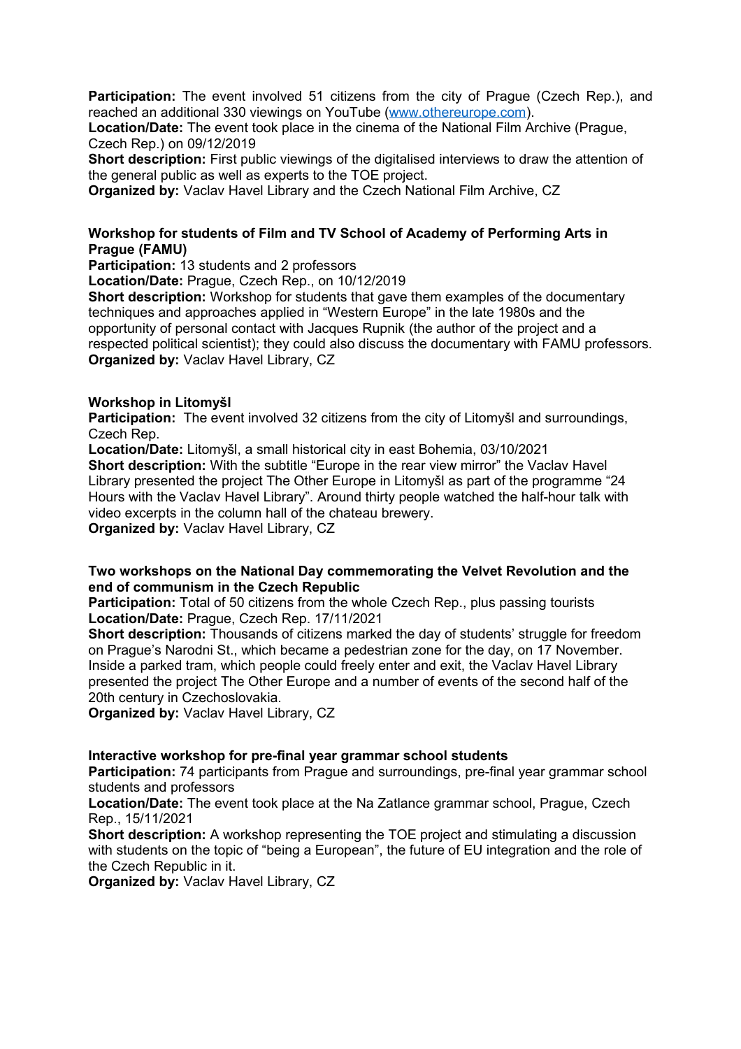**Participation:** The event involved 51 citizens from the city of Prague (Czech Rep.), and reached an additional 330 viewings on YouTube (www.othereurope.com).
**Location/Date:** The event took place in the cinema of the National Film Archive (Prague, Czech Rep.) on 09/12/2019
**Short description:** First public viewings of the digitalised interviews to draw the attention of the general public as well as experts to the TOE project.
**Organized by:** Vaclav Havel Library and the Czech National Film Archive, CZ

**Workshop for students of Film and TV School of Academy of Performing Arts in Prague (FAMU)**
**Participation:** 13 students and 2 professors
**Location/Date:** Prague, Czech Rep., on 10/12/2019
**Short description:** Workshop for students that gave them examples of the documentary techniques and approaches applied in "Western Europe" in the late 1980s and the opportunity of personal contact with Jacques Rupnik (the author of the project and a respected political scientist); they could also discuss the documentary with FAMU professors.
**Organized by:** Vaclav Havel Library, CZ

**Workshop in Litomyšl**
**Participation:** The event involved 32 citizens from the city of Litomyšl and surroundings, Czech Rep.
**Location/Date:** Litomyšl, a small historical city in east Bohemia, 03/10/2021
**Short description:** With the subtitle "Europe in the rear view mirror" the Vaclav Havel Library presented the project The Other Europe in Litomyšl as part of the programme "24 Hours with the Vaclav Havel Library". Around thirty people watched the half-hour talk with video excerpts in the column hall of the chateau brewery.
**Organized by:** Vaclav Havel Library, CZ

**Two workshops on the National Day commemorating the Velvet Revolution and the end of communism in the Czech Republic**
**Participation:** Total of 50 citizens from the whole Czech Rep., plus passing tourists
**Location/Date:** Prague, Czech Rep. 17/11/2021
**Short description:** Thousands of citizens marked the day of students' struggle for freedom on Prague's Narodni St., which became a pedestrian zone for the day, on 17 November. Inside a parked tram, which people could freely enter and exit, the Vaclav Havel Library presented the project The Other Europe and a number of events of the second half of the 20th century in Czechoslovakia.
**Organized by:** Vaclav Havel Library, CZ

**Interactive workshop for pre-final year grammar school students**
**Participation:** 74 participants from Prague and surroundings, pre-final year grammar school students and professors
**Location/Date:** The event took place at the Na Zatlance grammar school, Prague, Czech Rep., 15/11/2021
**Short description:** A workshop representing the TOE project and stimulating a discussion with students on the topic of "being a European", the future of EU integration and the role of the Czech Republic in it.
**Organized by:** Vaclav Havel Library, CZ